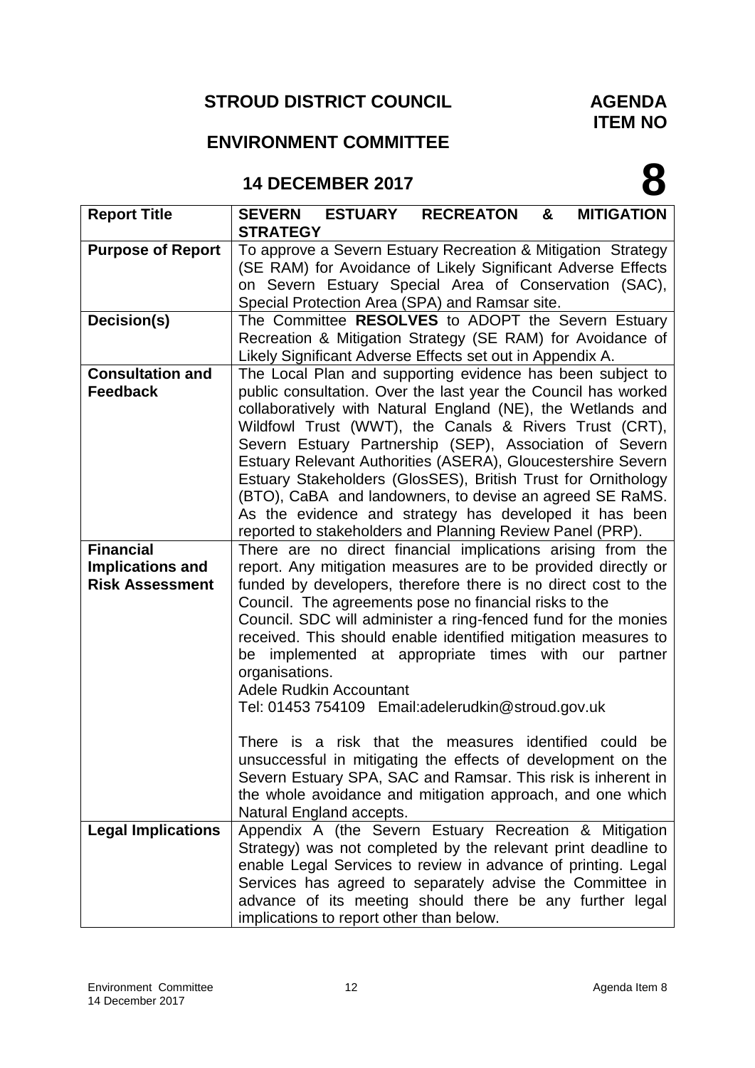# STROUD DISTRICT COUNCIL

## ENVIRONMENT COMMITTEE

## 14 DECEMBER 2017

**AGENDA ITEM NO**

# 8

| | |
|---|---|
| **Report Title** | **SEVERN ESTUARY RECREATON & MITIGATION STRATEGY** |
| **Purpose of Report** | To approve a Severn Estuary Recreation & Mitigation Strategy (SE RAM) for Avoidance of Likely Significant Adverse Effects on Severn Estuary Special Area of Conservation (SAC), Special Protection Area (SPA) and Ramsar site. |
| **Decision(s)** | The Committee **RESOLVES** to ADOPT the Severn Estuary Recreation & Mitigation Strategy (SE RAM) for Avoidance of Likely Significant Adverse Effects set out in Appendix A. |
| **Consultation and Feedback** | The Local Plan and supporting evidence has been subject to public consultation. Over the last year the Council has worked collaboratively with Natural England (NE), the Wetlands and Wildfowl Trust (WWT), the Canals & Rivers Trust (CRT), Severn Estuary Partnership (SEP), Association of Severn Estuary Relevant Authorities (ASERA), Gloucestershire Severn Estuary Stakeholders (GlosSES), British Trust for Ornithology (BTO), CaBA and landowners, to devise an agreed SE RaMS. As the evidence and strategy has developed it has been reported to stakeholders and Planning Review Panel (PRP). |
| **Financial Implications and Risk Assessment** | There are no direct financial implications arising from the report. Any mitigation measures are to be provided directly or funded by developers, therefore there is no direct cost to the Council. The agreements pose no financial risks to the Council. SDC will administer a ring-fenced fund for the monies received. This should enable identified mitigation measures to be implemented at appropriate times with our partner organisations.<br>Adele Rudkin Accountant<br>Tel: 01453 754109 Email:adelerudkin@stroud.gov.uk<br><br>There is a risk that the measures identified could be unsuccessful in mitigating the effects of development on the Severn Estuary SPA, SAC and Ramsar. This risk is inherent in the whole avoidance and mitigation approach, and one which Natural England accepts. |
| **Legal Implications** | Appendix A (the Severn Estuary Recreation & Mitigation Strategy) was not completed by the relevant print deadline to enable Legal Services to review in advance of printing. Legal Services has agreed to separately advise the Committee in advance of its meeting should there be any further legal implications to report other than below. |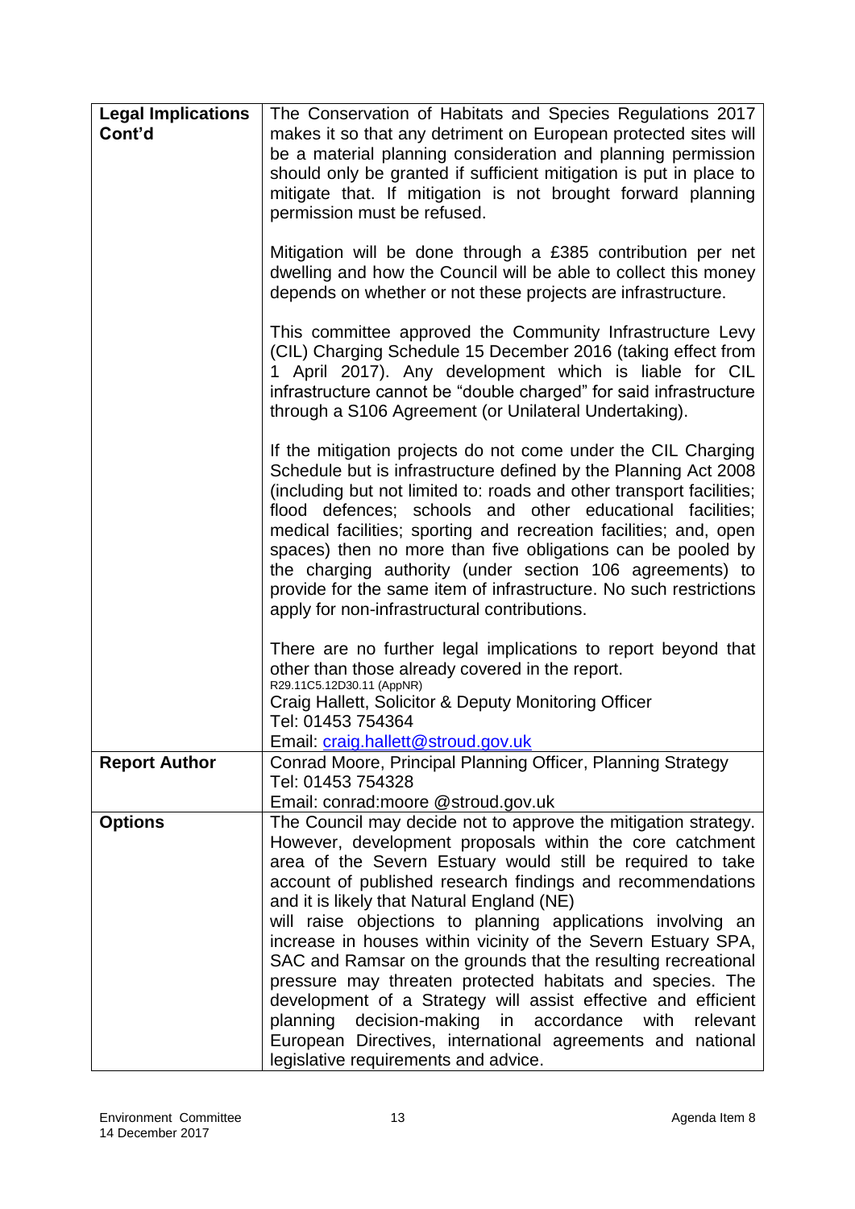| | |
|---|---|
| **Legal Implications Cont'd** | The Conservation of Habitats and Species Regulations 2017 makes it so that any detriment on European protected sites will be a material planning consideration and planning permission should only be granted if sufficient mitigation is put in place to mitigate that. If mitigation is not brought forward planning permission must be refused.<br><br>Mitigation will be done through a £385 contribution per net dwelling and how the Council will be able to collect this money depends on whether or not these projects are infrastructure.<br><br>This committee approved the Community Infrastructure Levy (CIL) Charging Schedule 15 December 2016 (taking effect from 1 April 2017). Any development which is liable for CIL infrastructure cannot be "double charged" for said infrastructure through a S106 Agreement (or Unilateral Undertaking).<br><br>If the mitigation projects do not come under the CIL Charging Schedule but is infrastructure defined by the Planning Act 2008 (including but not limited to: roads and other transport facilities; flood defences; schools and other educational facilities; medical facilities; sporting and recreation facilities; and, open spaces) then no more than five obligations can be pooled by the charging authority (under section 106 agreements) to provide for the same item of infrastructure. No such restrictions apply for non-infrastructural contributions.<br><br>There are no further legal implications to report beyond that other than those already covered in the report.<br>R29.11C5.12D30.11 (AppNR)<br>Craig Hallett, Solicitor & Deputy Monitoring Officer<br>Tel: 01453 754364<br>Email: craig.hallett@stroud.gov.uk |
| **Report Author** | Conrad Moore, Principal Planning Officer, Planning Strategy<br>Tel: 01453 754328<br>Email: conrad:moore @stroud.gov.uk |
| **Options** | The Council may decide not to approve the mitigation strategy. However, development proposals within the core catchment area of the Severn Estuary would still be required to take account of published research findings and recommendations and it is likely that Natural England (NE) will raise objections to planning applications involving an increase in houses within vicinity of the Severn Estuary SPA, SAC and Ramsar on the grounds that the resulting recreational pressure may threaten protected habitats and species. The development of a Strategy will assist effective and efficient planning decision-making in accordance with relevant European Directives, international agreements and national legislative requirements and advice. |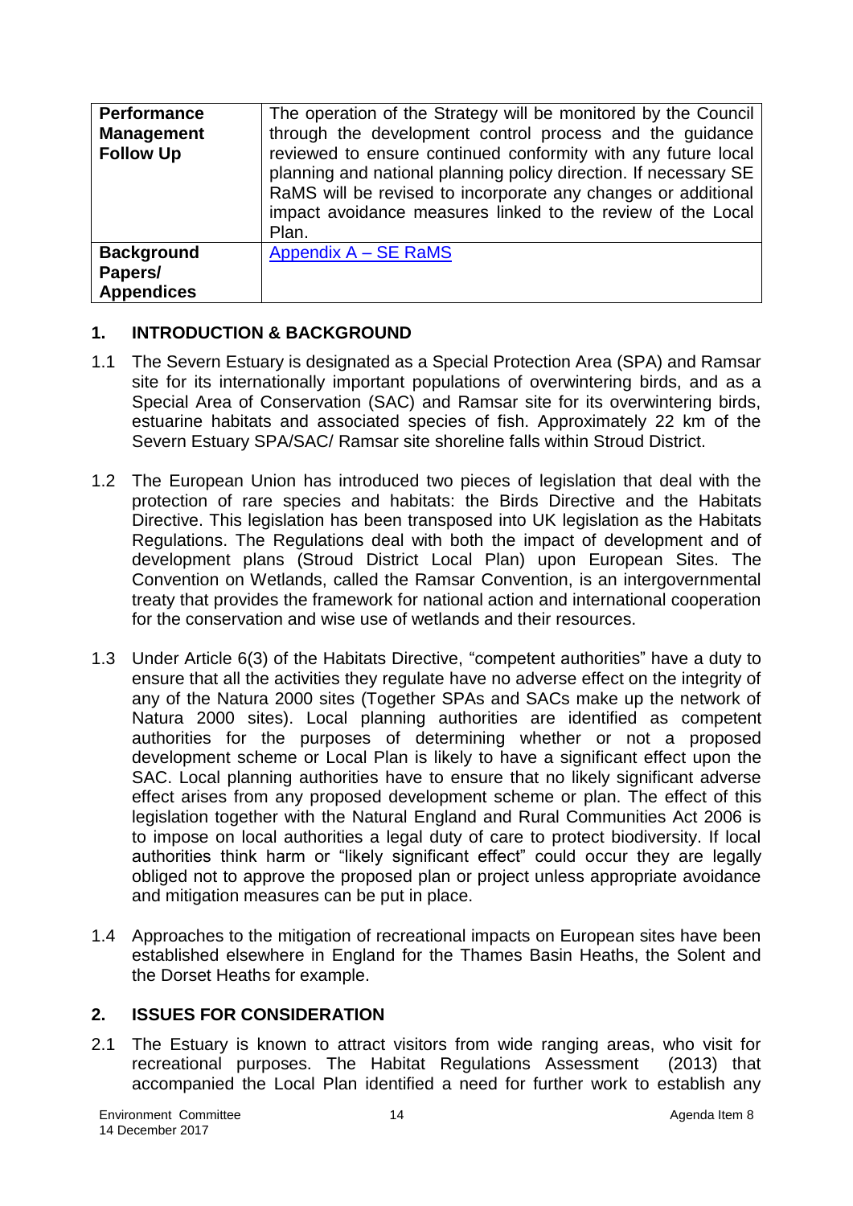| **Performance Management Follow Up** | The operation of the Strategy will be monitored by the Council through the development control process and the guidance reviewed to ensure continued conformity with any future local planning and national planning policy direction. If necessary SE RaMS will be revised to incorporate any changes or additional impact avoidance measures linked to the review of the Local Plan. |
|---|---|
| **Background Papers/ Appendices** | Appendix A – SE RaMS |

## 1. INTRODUCTION & BACKGROUND

1.1 The Severn Estuary is designated as a Special Protection Area (SPA) and Ramsar site for its internationally important populations of overwintering birds, and as a Special Area of Conservation (SAC) and Ramsar site for its overwintering birds, estuarine habitats and associated species of fish. Approximately 22 km of the Severn Estuary SPA/SAC/ Ramsar site shoreline falls within Stroud District.

1.2 The European Union has introduced two pieces of legislation that deal with the protection of rare species and habitats: the Birds Directive and the Habitats Directive. This legislation has been transposed into UK legislation as the Habitats Regulations. The Regulations deal with both the impact of development and of development plans (Stroud District Local Plan) upon European Sites. The Convention on Wetlands, called the Ramsar Convention, is an intergovernmental treaty that provides the framework for national action and international cooperation for the conservation and wise use of wetlands and their resources.

1.3 Under Article 6(3) of the Habitats Directive, "competent authorities" have a duty to ensure that all the activities they regulate have no adverse effect on the integrity of any of the Natura 2000 sites (Together SPAs and SACs make up the network of Natura 2000 sites). Local planning authorities are identified as competent authorities for the purposes of determining whether or not a proposed development scheme or Local Plan is likely to have a significant effect upon the SAC. Local planning authorities have to ensure that no likely significant adverse effect arises from any proposed development scheme or plan. The effect of this legislation together with the Natural England and Rural Communities Act 2006 is to impose on local authorities a legal duty of care to protect biodiversity. If local authorities think harm or "likely significant effect" could occur they are legally obliged not to approve the proposed plan or project unless appropriate avoidance and mitigation measures can be put in place.

1.4 Approaches to the mitigation of recreational impacts on European sites have been established elsewhere in England for the Thames Basin Heaths, the Solent and the Dorset Heaths for example.

## 2. ISSUES FOR CONSIDERATION

2.1 The Estuary is known to attract visitors from wide ranging areas, who visit for recreational purposes. The Habitat Regulations Assessment (2013) that accompanied the Local Plan identified a need for further work to establish any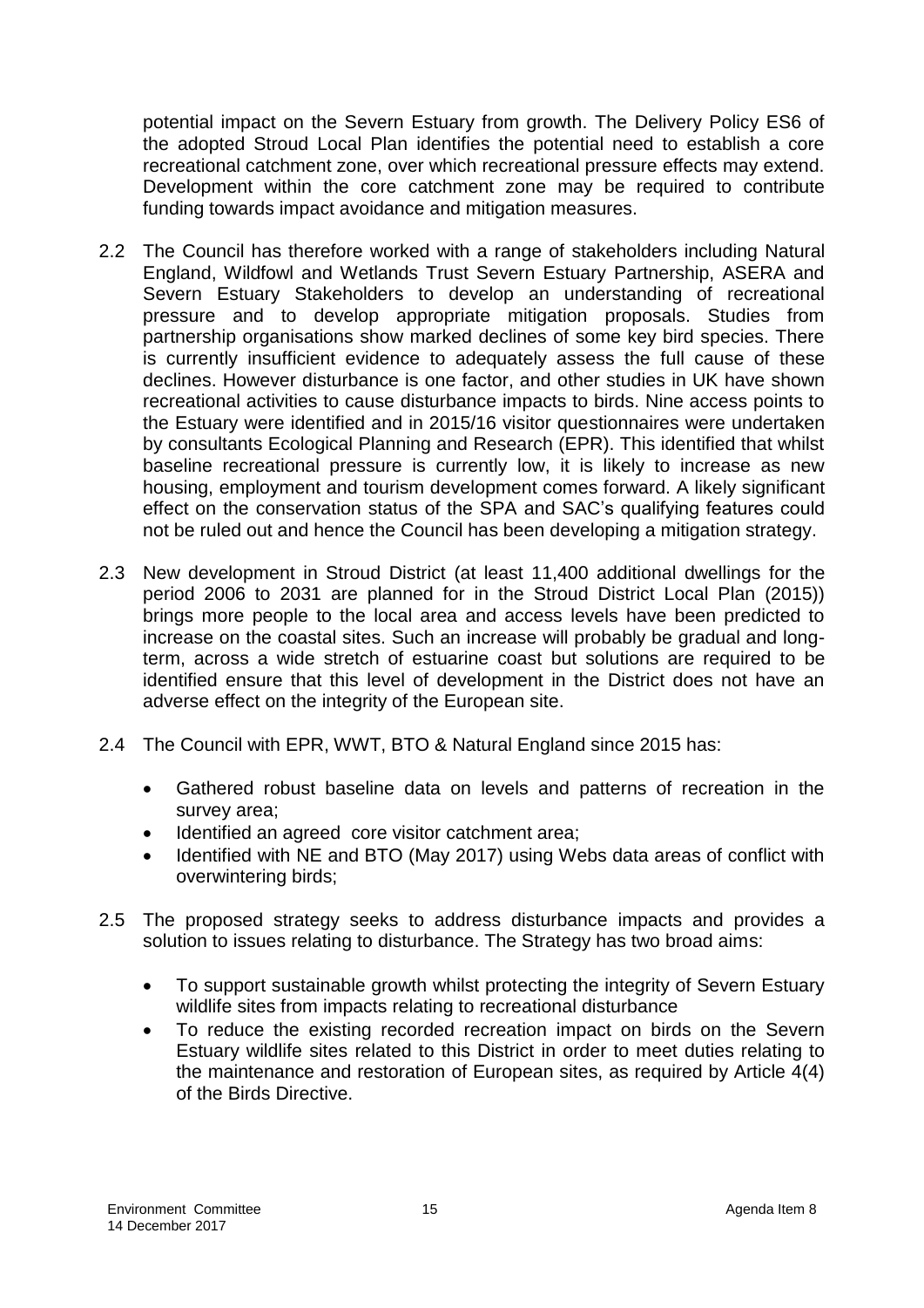potential impact on the Severn Estuary from growth. The Delivery Policy ES6 of the adopted Stroud Local Plan identifies the potential need to establish a core recreational catchment zone, over which recreational pressure effects may extend. Development within the core catchment zone may be required to contribute funding towards impact avoidance and mitigation measures.

2.2 The Council has therefore worked with a range of stakeholders including Natural England, Wildfowl and Wetlands Trust Severn Estuary Partnership, ASERA and Severn Estuary Stakeholders to develop an understanding of recreational pressure and to develop appropriate mitigation proposals. Studies from partnership organisations show marked declines of some key bird species. There is currently insufficient evidence to adequately assess the full cause of these declines. However disturbance is one factor, and other studies in UK have shown recreational activities to cause disturbance impacts to birds. Nine access points to the Estuary were identified and in 2015/16 visitor questionnaires were undertaken by consultants Ecological Planning and Research (EPR). This identified that whilst baseline recreational pressure is currently low, it is likely to increase as new housing, employment and tourism development comes forward. A likely significant effect on the conservation status of the SPA and SAC's qualifying features could not be ruled out and hence the Council has been developing a mitigation strategy.

2.3 New development in Stroud District (at least 11,400 additional dwellings for the period 2006 to 2031 are planned for in the Stroud District Local Plan (2015)) brings more people to the local area and access levels have been predicted to increase on the coastal sites. Such an increase will probably be gradual and long-term, across a wide stretch of estuarine coast but solutions are required to be identified ensure that this level of development in the District does not have an adverse effect on the integrity of the European site.

2.4 The Council with EPR, WWT, BTO & Natural England since 2015 has:

- Gathered robust baseline data on levels and patterns of recreation in the survey area;
- Identified an agreed core visitor catchment area;
- Identified with NE and BTO (May 2017) using Webs data areas of conflict with overwintering birds;

2.5 The proposed strategy seeks to address disturbance impacts and provides a solution to issues relating to disturbance. The Strategy has two broad aims:

- To support sustainable growth whilst protecting the integrity of Severn Estuary wildlife sites from impacts relating to recreational disturbance
- To reduce the existing recorded recreation impact on birds on the Severn Estuary wildlife sites related to this District in order to meet duties relating to the maintenance and restoration of European sites, as required by Article 4(4) of the Birds Directive.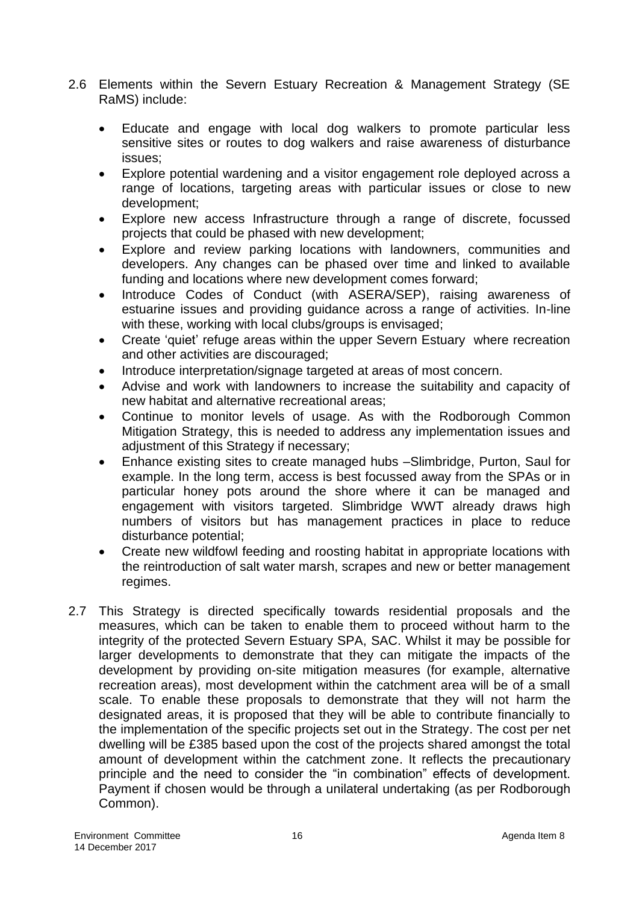2.6 Elements within the Severn Estuary Recreation & Management Strategy (SE RaMS) include:

- Educate and engage with local dog walkers to promote particular less sensitive sites or routes to dog walkers and raise awareness of disturbance issues;
- Explore potential wardening and a visitor engagement role deployed across a range of locations, targeting areas with particular issues or close to new development;
- Explore new access Infrastructure through a range of discrete, focussed projects that could be phased with new development;
- Explore and review parking locations with landowners, communities and developers. Any changes can be phased over time and linked to available funding and locations where new development comes forward;
- Introduce Codes of Conduct (with ASERA/SEP), raising awareness of estuarine issues and providing guidance across a range of activities. In-line with these, working with local clubs/groups is envisaged;
- Create 'quiet' refuge areas within the upper Severn Estuary where recreation and other activities are discouraged;
- Introduce interpretation/signage targeted at areas of most concern.
- Advise and work with landowners to increase the suitability and capacity of new habitat and alternative recreational areas;
- Continue to monitor levels of usage. As with the Rodborough Common Mitigation Strategy, this is needed to address any implementation issues and adjustment of this Strategy if necessary;
- Enhance existing sites to create managed hubs –Slimbridge, Purton, Saul for example. In the long term, access is best focussed away from the SPAs or in particular honey pots around the shore where it can be managed and engagement with visitors targeted. Slimbridge WWT already draws high numbers of visitors but has management practices in place to reduce disturbance potential;
- Create new wildfowl feeding and roosting habitat in appropriate locations with the reintroduction of salt water marsh, scrapes and new or better management regimes.

2.7 This Strategy is directed specifically towards residential proposals and the measures, which can be taken to enable them to proceed without harm to the integrity of the protected Severn Estuary SPA, SAC. Whilst it may be possible for larger developments to demonstrate that they can mitigate the impacts of the development by providing on-site mitigation measures (for example, alternative recreation areas), most development within the catchment area will be of a small scale. To enable these proposals to demonstrate that they will not harm the designated areas, it is proposed that they will be able to contribute financially to the implementation of the specific projects set out in the Strategy. The cost per net dwelling will be £385 based upon the cost of the projects shared amongst the total amount of development within the catchment zone. It reflects the precautionary principle and the need to consider the "in combination" effects of development. Payment if chosen would be through a unilateral undertaking (as per Rodborough Common).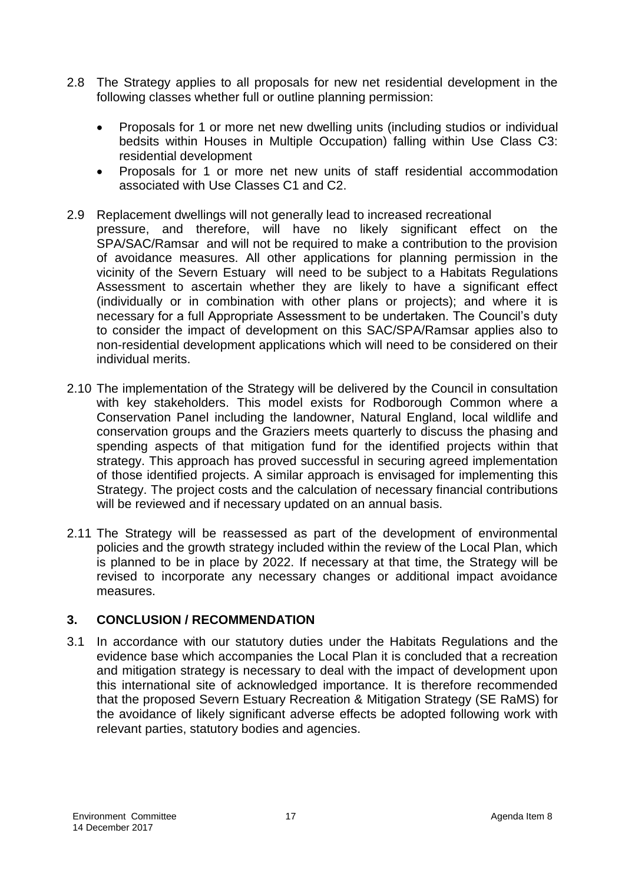2.8 The Strategy applies to all proposals for new net residential development in the following classes whether full or outline planning permission:

- Proposals for 1 or more net new dwelling units (including studios or individual bedsits within Houses in Multiple Occupation) falling within Use Class C3: residential development
- Proposals for 1 or more net new units of staff residential accommodation associated with Use Classes C1 and C2.

2.9 Replacement dwellings will not generally lead to increased recreational pressure, and therefore, will have no likely significant effect on the SPA/SAC/Ramsar and will not be required to make a contribution to the provision of avoidance measures. All other applications for planning permission in the vicinity of the Severn Estuary will need to be subject to a Habitats Regulations Assessment to ascertain whether they are likely to have a significant effect (individually or in combination with other plans or projects); and where it is necessary for a full Appropriate Assessment to be undertaken. The Council's duty to consider the impact of development on this SAC/SPA/Ramsar applies also to non-residential development applications which will need to be considered on their individual merits.

2.10 The implementation of the Strategy will be delivered by the Council in consultation with key stakeholders. This model exists for Rodborough Common where a Conservation Panel including the landowner, Natural England, local wildlife and conservation groups and the Graziers meets quarterly to discuss the phasing and spending aspects of that mitigation fund for the identified projects within that strategy. This approach has proved successful in securing agreed implementation of those identified projects. A similar approach is envisaged for implementing this Strategy. The project costs and the calculation of necessary financial contributions will be reviewed and if necessary updated on an annual basis.

2.11 The Strategy will be reassessed as part of the development of environmental policies and the growth strategy included within the review of the Local Plan, which is planned to be in place by 2022. If necessary at that time, the Strategy will be revised to incorporate any necessary changes or additional impact avoidance measures.

## 3. CONCLUSION / RECOMMENDATION

3.1 In accordance with our statutory duties under the Habitats Regulations and the evidence base which accompanies the Local Plan it is concluded that a recreation and mitigation strategy is necessary to deal with the impact of development upon this international site of acknowledged importance. It is therefore recommended that the proposed Severn Estuary Recreation & Mitigation Strategy (SE RaMS) for the avoidance of likely significant adverse effects be adopted following work with relevant parties, statutory bodies and agencies.